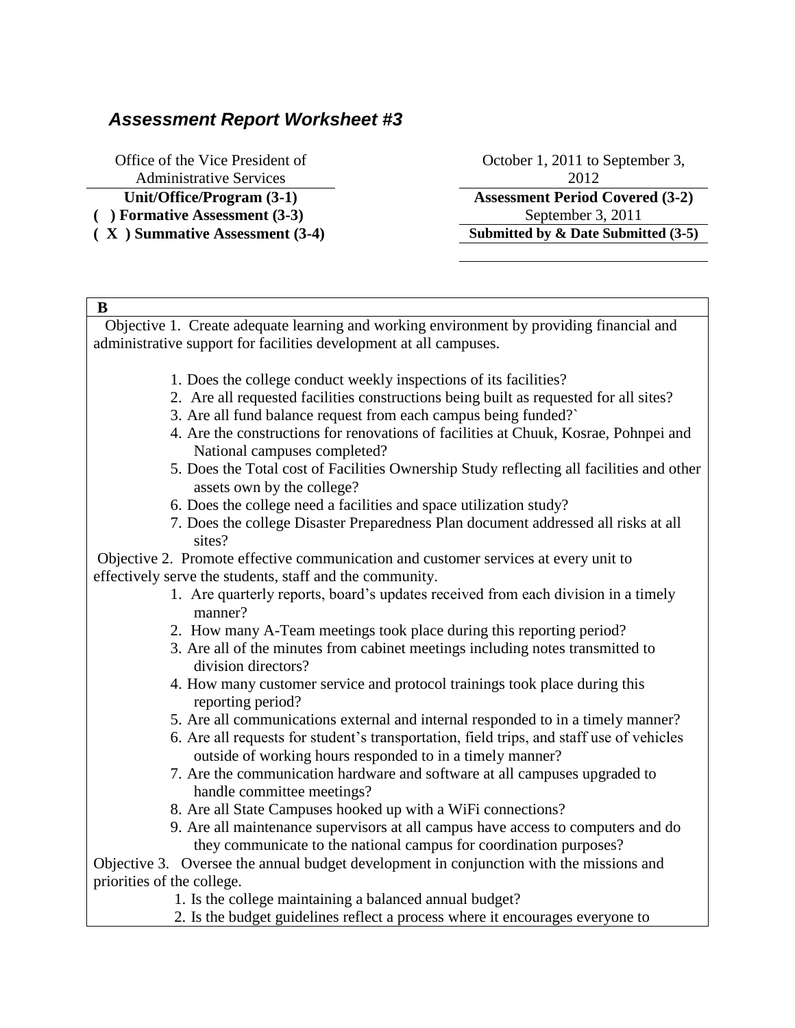## *Assessment Report Worksheet #3*

| Office of the Vice President of Administrative Services | October 1, 2011 to September 3, 2012 |
|---|---|
| **Unit/Office/Program (3-1)** | **Assessment Period Covered (3-2)** |
| **( ) Formative Assessment (3-3)** | September 3, 2011 |
| **( X ) Summative Assessment (3-4)** | **Submitted by & Date Submitted (3-5)** |

**B**

Objective 1. Create adequate learning and working environment by providing financial and administrative support for facilities development at all campuses.

1. Does the college conduct weekly inspections of its facilities?
2. Are all requested facilities constructions being built as requested for all sites?
3. Are all fund balance request from each campus being funded?`
4. Are the constructions for renovations of facilities at Chuuk, Kosrae, Pohnpei and National campuses completed?
5. Does the Total cost of Facilities Ownership Study reflecting all facilities and other assets own by the college?
6. Does the college need a facilities and space utilization study?
7. Does the college Disaster Preparedness Plan document addressed all risks at all sites?

Objective 2. Promote effective communication and customer services at every unit to effectively serve the students, staff and the community.

1. Are quarterly reports, board's updates received from each division in a timely manner?
2. How many A-Team meetings took place during this reporting period?
3. Are all of the minutes from cabinet meetings including notes transmitted to division directors?
4. How many customer service and protocol trainings took place during this reporting period?
5. Are all communications external and internal responded to in a timely manner?
6. Are all requests for student's transportation, field trips, and staff use of vehicles outside of working hours responded to in a timely manner?
7. Are the communication hardware and software at all campuses upgraded to handle committee meetings?
8. Are all State Campuses hooked up with a WiFi connections?
9. Are all maintenance supervisors at all campus have access to computers and do they communicate to the national campus for coordination purposes?

Objective 3. Oversee the annual budget development in conjunction with the missions and priorities of the college.

1. Is the college maintaining a balanced annual budget?
2. Is the budget guidelines reflect a process where it encourages everyone to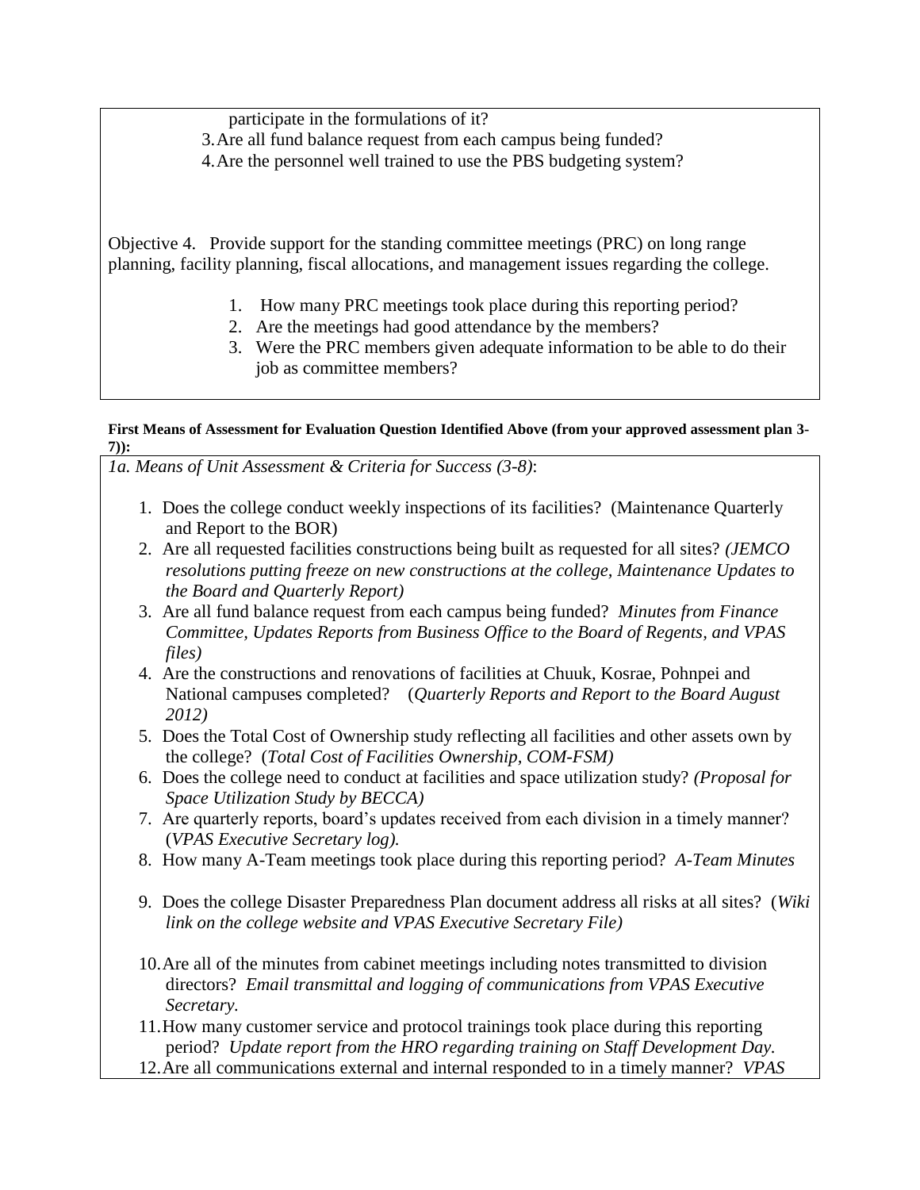participate in the formulations of it?

3. Are all fund balance request from each campus being funded?
4. Are the personnel well trained to use the PBS budgeting system?

Objective 4. Provide support for the standing committee meetings (PRC) on long range planning, facility planning, fiscal allocations, and management issues regarding the college.

1. How many PRC meetings took place during this reporting period?
2. Are the meetings had good attendance by the members?
3. Were the PRC members given adequate information to be able to do their job as committee members?

**First Means of Assessment for Evaluation Question Identified Above (from your approved assessment plan 3-7)):**

*1a. Means of Unit Assessment & Criteria for Success (3-8)*:

1. Does the college conduct weekly inspections of its facilities? (Maintenance Quarterly and Report to the BOR)
2. Are all requested facilities constructions being built as requested for all sites? *(JEMCO resolutions putting freeze on new constructions at the college, Maintenance Updates to the Board and Quarterly Report)*
3. Are all fund balance request from each campus being funded? *Minutes from Finance Committee, Updates Reports from Business Office to the Board of Regents, and VPAS files)*
4. Are the constructions and renovations of facilities at Chuuk, Kosrae, Pohnpei and National campuses completed? (*Quarterly Reports and Report to the Board August 2012)*
5. Does the Total Cost of Ownership study reflecting all facilities and other assets own by the college? (*Total Cost of Facilities Ownership, COM-FSM)*
6. Does the college need to conduct at facilities and space utilization study? *(Proposal for Space Utilization Study by BECCA)*
7. Are quarterly reports, board's updates received from each division in a timely manner? (*VPAS Executive Secretary log).*
8. How many A-Team meetings took place during this reporting period? *A-Team Minutes*
9. Does the college Disaster Preparedness Plan document address all risks at all sites? (*Wiki link on the college website and VPAS Executive Secretary File)*
10. Are all of the minutes from cabinet meetings including notes transmitted to division directors? *Email transmittal and logging of communications from VPAS Executive Secretary.*
11. How many customer service and protocol trainings took place during this reporting period? *Update report from the HRO regarding training on Staff Development Day.*
12. Are all communications external and internal responded to in a timely manner? *VPAS*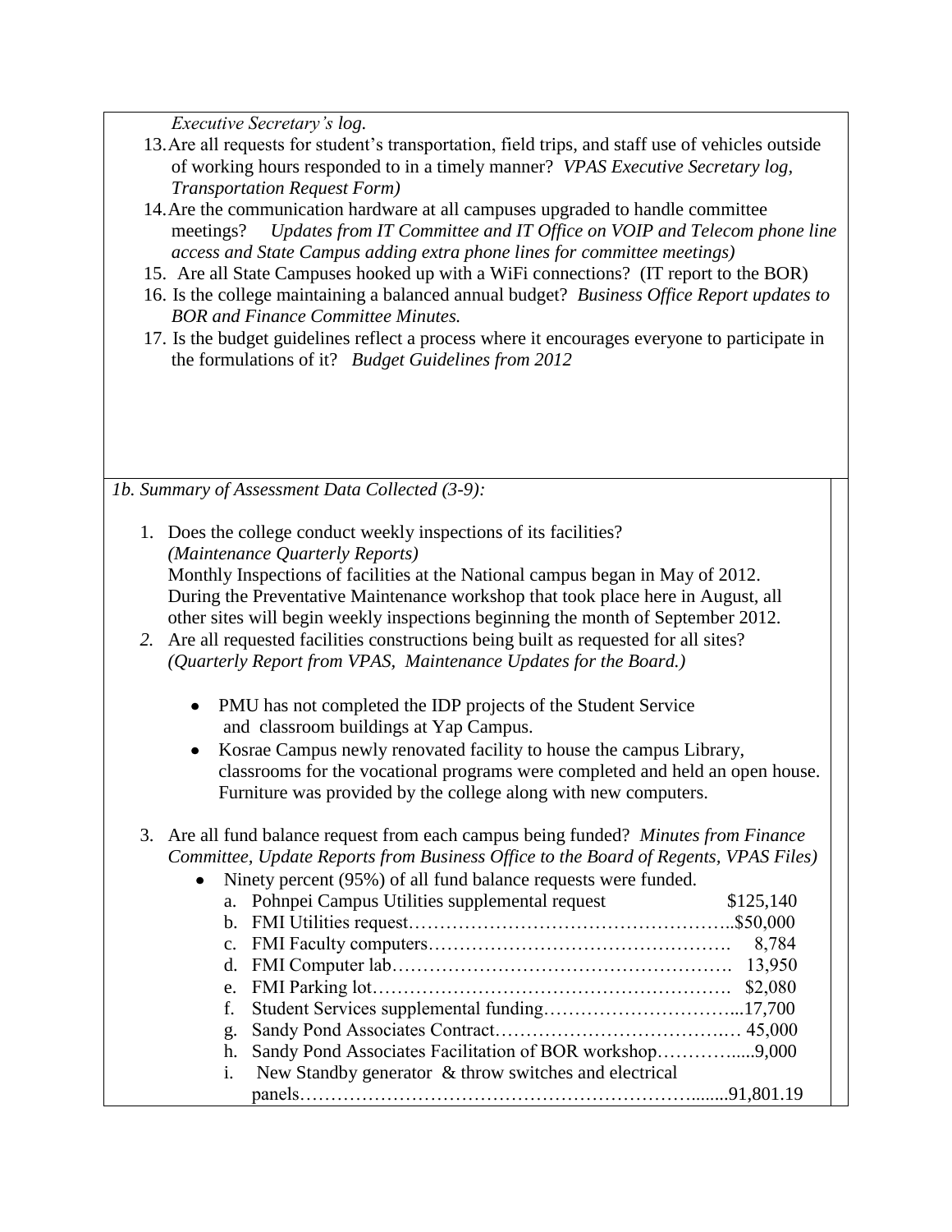*Executive Secretary's log.*

13. Are all requests for student's transportation, field trips, and staff use of vehicles outside of working hours responded to in a timely manner? *VPAS Executive Secretary log, Transportation Request Form)*
14. Are the communication hardware at all campuses upgraded to handle committee meetings? *Updates from IT Committee and IT Office on VOIP and Telecom phone line access and State Campus adding extra phone lines for committee meetings)*
15. Are all State Campuses hooked up with a WiFi connections? (IT report to the BOR)
16. Is the college maintaining a balanced annual budget? *Business Office Report updates to BOR and Finance Committee Minutes.*
17. Is the budget guidelines reflect a process where it encourages everyone to participate in the formulations of it? *Budget Guidelines from 2012*

*1b. Summary of Assessment Data Collected (3-9):*

1. Does the college conduct weekly inspections of its facilities? *(Maintenance Quarterly Reports)*
   Monthly Inspections of facilities at the National campus began in May of 2012. During the Preventative Maintenance workshop that took place here in August, all other sites will begin weekly inspections beginning the month of September 2012.
2. Are all requested facilities constructions being built as requested for all sites? *(Quarterly Report from VPAS, Maintenance Updates for the Board.)*
   - PMU has not completed the IDP projects of the Student Service and classroom buildings at Yap Campus.
   - Kosrae Campus newly renovated facility to house the campus Library, classrooms for the vocational programs were completed and held an open house. Furniture was provided by the college along with new computers.
3. Are all fund balance request from each campus being funded? *Minutes from Finance Committee, Update Reports from Business Office to the Board of Regents, VPAS Files)*
   - Ninety percent (95%) of all fund balance requests were funded.
     a. Pohnpei Campus Utilities supplemental request $125,140
     b. FMI Utilities request……………………………………………..$50,000
     c. FMI Faculty computers…………………………………………. 8,784
     d. FMI Computer lab………………………………………………. 13,950
     e. FMI Parking lot…………………………………………………. $2,080
     f. Student Services supplemental funding…………………………...17,700
     g. Sandy Pond Associates Contract…………………………….…. 45,000
     h. Sandy Pond Associates Facilitation of BOR workshop………….....9,000
     i. New Standby generator & throw switches and electrical panels……………………………………………………........91,801.19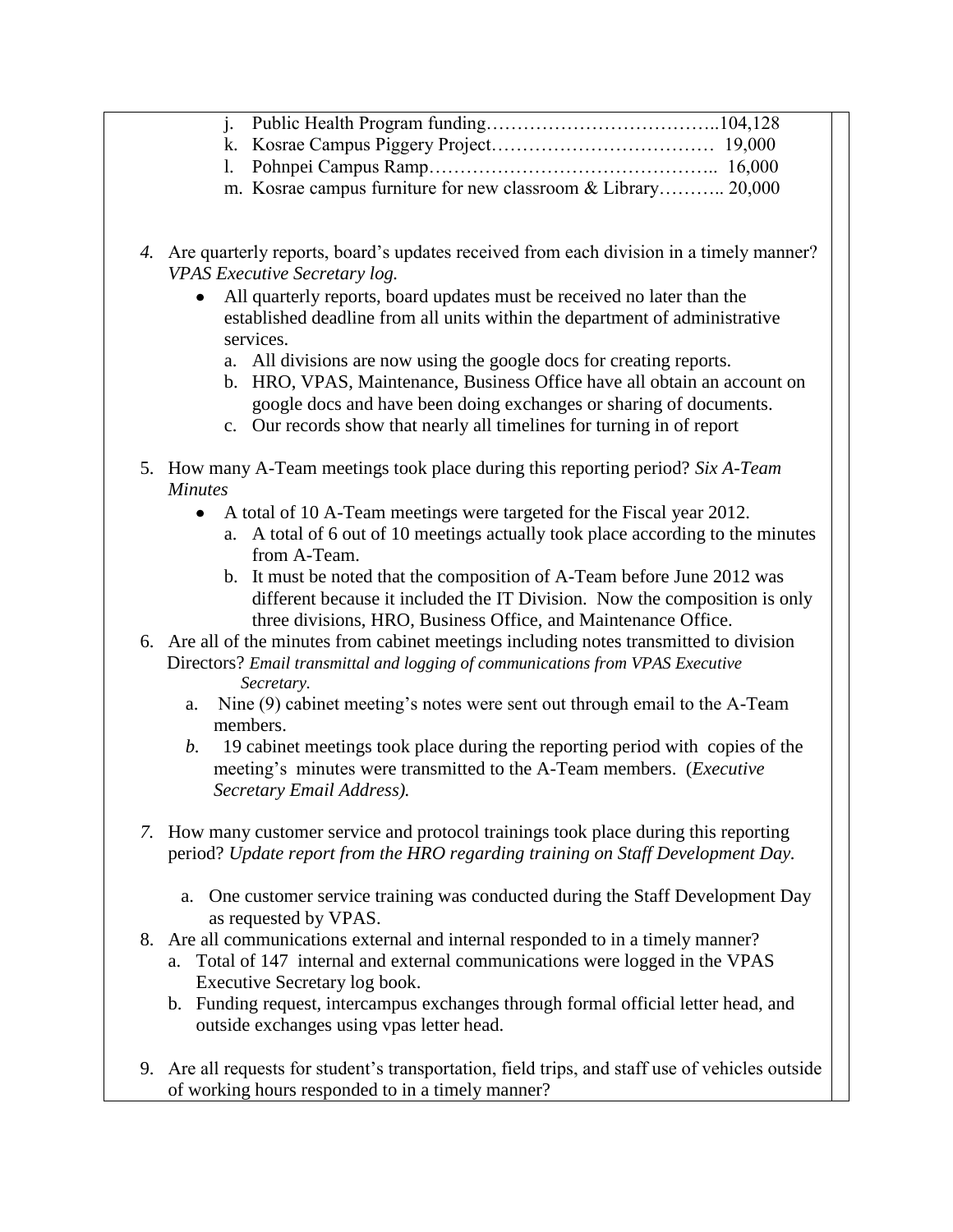j. Public Health Program funding……………………………..104,128
k. Kosrae Campus Piggery Project……………………………… 19,000
l. Pohnpei Campus Ramp……………………………………….. 16,000
m. Kosrae campus furniture for new classroom & Library……….. 20,000

4. Are quarterly reports, board's updates received from each division in a timely manner? *VPAS Executive Secretary log.*
   - All quarterly reports, board updates must be received no later than the established deadline from all units within the department of administrative services.
     a. All divisions are now using the google docs for creating reports.
     b. HRO, VPAS, Maintenance, Business Office have all obtain an account on google docs and have been doing exchanges or sharing of documents.
     c. Our records show that nearly all timelines for turning in of report

5. How many A-Team meetings took place during this reporting period? *Six A-Team Minutes*
   - A total of 10 A-Team meetings were targeted for the Fiscal year 2012.
     a. A total of 6 out of 10 meetings actually took place according to the minutes from A-Team.
     b. It must be noted that the composition of A-Team before June 2012 was different because it included the IT Division. Now the composition is only three divisions, HRO, Business Office, and Maintenance Office.

6. Are all of the minutes from cabinet meetings including notes transmitted to division Directors? *Email transmittal and logging of communications from VPAS Executive Secretary.*
   a. Nine (9) cabinet meeting's notes were sent out through email to the A-Team members.
   b. 19 cabinet meetings took place during the reporting period with copies of the meeting's minutes were transmitted to the A-Team members. (*Executive Secretary Email Address).*

7. How many customer service and protocol trainings took place during this reporting period? *Update report from the HRO regarding training on Staff Development Day.*
   a. One customer service training was conducted during the Staff Development Day as requested by VPAS.

8. Are all communications external and internal responded to in a timely manner?
   a. Total of 147 internal and external communications were logged in the VPAS Executive Secretary log book.
   b. Funding request, intercampus exchanges through formal official letter head, and outside exchanges using vpas letter head.

9. Are all requests for student's transportation, field trips, and staff use of vehicles outside of working hours responded to in a timely manner?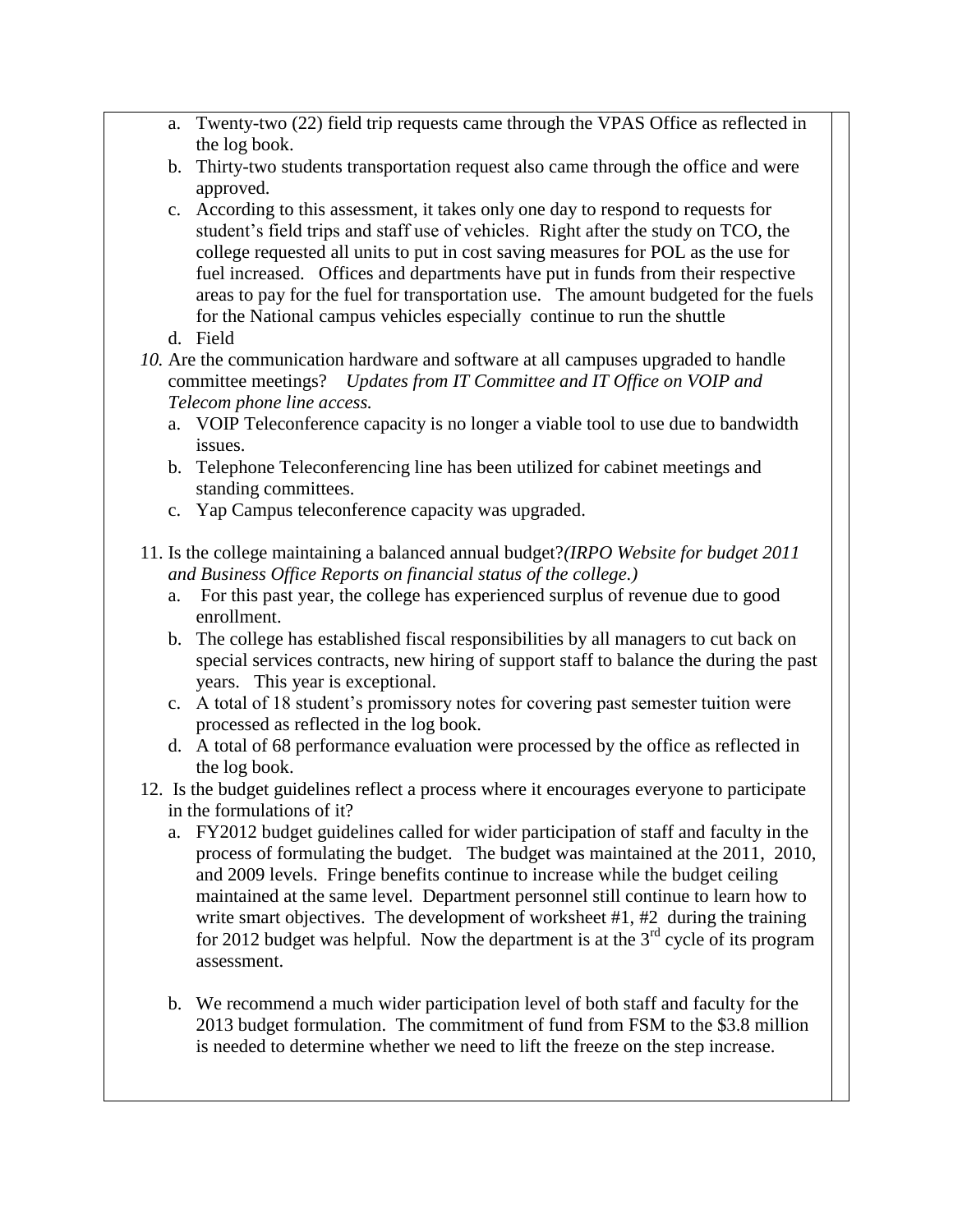a. Twenty-two (22) field trip requests came through the VPAS Office as reflected in the log book.
b. Thirty-two students transportation request also came through the office and were approved.
c. According to this assessment, it takes only one day to respond to requests for student's field trips and staff use of vehicles. Right after the study on TCO, the college requested all units to put in cost saving measures for POL as the use for fuel increased. Offices and departments have put in funds from their respective areas to pay for the fuel for transportation use. The amount budgeted for the fuels for the National campus vehicles especially continue to run the shuttle
d. Field

10. Are the communication hardware and software at all campuses upgraded to handle committee meetings? *Updates from IT Committee and IT Office on VOIP and Telecom phone line access.*
    a. VOIP Teleconference capacity is no longer a viable tool to use due to bandwidth issues.
    b. Telephone Teleconferencing line has been utilized for cabinet meetings and standing committees.
    c. Yap Campus teleconference capacity was upgraded.

11. Is the college maintaining a balanced annual budget?*(IRPO Website for budget 2011 and Business Office Reports on financial status of the college.)*
    a. For this past year, the college has experienced surplus of revenue due to good enrollment.
    b. The college has established fiscal responsibilities by all managers to cut back on special services contracts, new hiring of support staff to balance the during the past years. This year is exceptional.
    c. A total of 18 student's promissory notes for covering past semester tuition were processed as reflected in the log book.
    d. A total of 68 performance evaluation were processed by the office as reflected in the log book.

12. Is the budget guidelines reflect a process where it encourages everyone to participate in the formulations of it?
    a. FY2012 budget guidelines called for wider participation of staff and faculty in the process of formulating the budget. The budget was maintained at the 2011, 2010, and 2009 levels. Fringe benefits continue to increase while the budget ceiling maintained at the same level. Department personnel still continue to learn how to write smart objectives. The development of worksheet #1, #2 during the training for 2012 budget was helpful. Now the department is at the 3rd cycle of its program assessment.

    b. We recommend a much wider participation level of both staff and faculty for the 2013 budget formulation. The commitment of fund from FSM to the $3.8 million is needed to determine whether we need to lift the freeze on the step increase.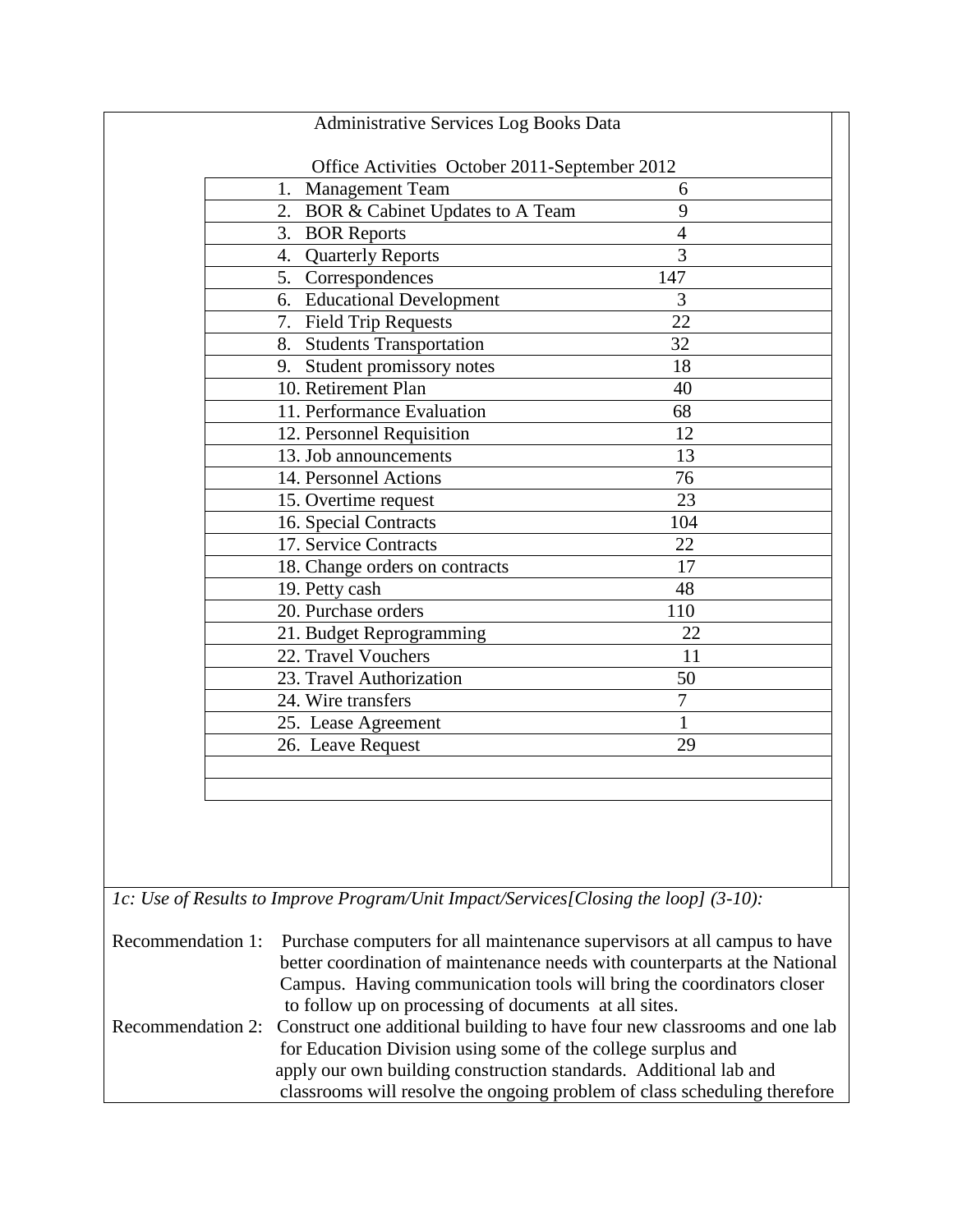Administrative Services Log Books Data

Office Activities October 2011-September 2012

| Activity | Count |
|---|---|
| 1. Management Team | 6 |
| 2. BOR & Cabinet Updates to A Team | 9 |
| 3. BOR Reports | 4 |
| 4. Quarterly Reports | 3 |
| 5. Correspondences | 147 |
| 6. Educational Development | 3 |
| 7. Field Trip Requests | 22 |
| 8. Students Transportation | 32 |
| 9. Student promissory notes | 18 |
| 10. Retirement Plan | 40 |
| 11. Performance Evaluation | 68 |
| 12. Personnel Requisition | 12 |
| 13. Job announcements | 13 |
| 14. Personnel Actions | 76 |
| 15. Overtime request | 23 |
| 16. Special Contracts | 104 |
| 17. Service Contracts | 22 |
| 18. Change orders on contracts | 17 |
| 19. Petty cash | 48 |
| 20. Purchase orders | 110 |
| 21. Budget Reprogramming | 22 |
| 22. Travel Vouchers | 11 |
| 23. Travel Authorization | 50 |
| 24. Wire transfers | 7 |
| 25. Lease Agreement | 1 |
| 26. Leave Request | 29 |

*1c: Use of Results to Improve Program/Unit Impact/Services[Closing the loop] (3-10):*

Recommendation 1: Purchase computers for all maintenance supervisors at all campus to have better coordination of maintenance needs with counterparts at the National Campus. Having communication tools will bring the coordinators closer to follow up on processing of documents at all sites.

Recommendation 2: Construct one additional building to have four new classrooms and one lab for Education Division using some of the college surplus and apply our own building construction standards. Additional lab and classrooms will resolve the ongoing problem of class scheduling therefore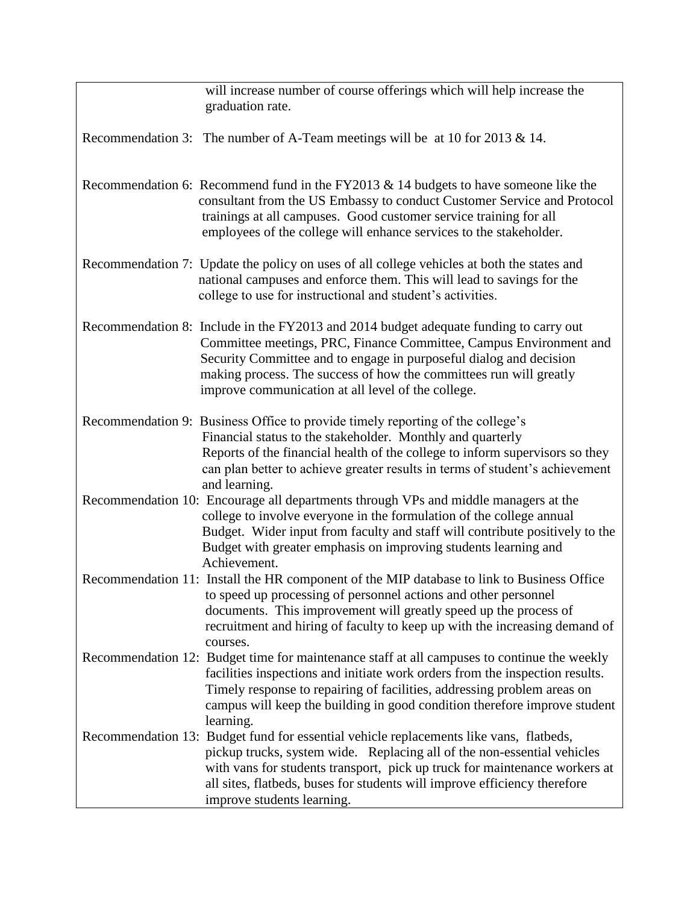will increase number of course offerings which will help increase the graduation rate.

Recommendation 3: The number of A-Team meetings will be at 10 for 2013 & 14.

Recommendation 6: Recommend fund in the FY2013 & 14 budgets to have someone like the consultant from the US Embassy to conduct Customer Service and Protocol trainings at all campuses. Good customer service training for all employees of the college will enhance services to the stakeholder.

Recommendation 7: Update the policy on uses of all college vehicles at both the states and national campuses and enforce them. This will lead to savings for the college to use for instructional and student's activities.

Recommendation 8: Include in the FY2013 and 2014 budget adequate funding to carry out Committee meetings, PRC, Finance Committee, Campus Environment and Security Committee and to engage in purposeful dialog and decision making process. The success of how the committees run will greatly improve communication at all level of the college.

Recommendation 9: Business Office to provide timely reporting of the college's Financial status to the stakeholder. Monthly and quarterly Reports of the financial health of the college to inform supervisors so they can plan better to achieve greater results in terms of student's achievement and learning.

Recommendation 10: Encourage all departments through VPs and middle managers at the college to involve everyone in the formulation of the college annual Budget. Wider input from faculty and staff will contribute positively to the Budget with greater emphasis on improving students learning and Achievement.

Recommendation 11: Install the HR component of the MIP database to link to Business Office to speed up processing of personnel actions and other personnel documents. This improvement will greatly speed up the process of recruitment and hiring of faculty to keep up with the increasing demand of courses.

Recommendation 12: Budget time for maintenance staff at all campuses to continue the weekly facilities inspections and initiate work orders from the inspection results. Timely response to repairing of facilities, addressing problem areas on campus will keep the building in good condition therefore improve student learning.

Recommendation 13: Budget fund for essential vehicle replacements like vans, flatbeds, pickup trucks, system wide. Replacing all of the non-essential vehicles with vans for students transport, pick up truck for maintenance workers at all sites, flatbeds, buses for students will improve efficiency therefore improve students learning.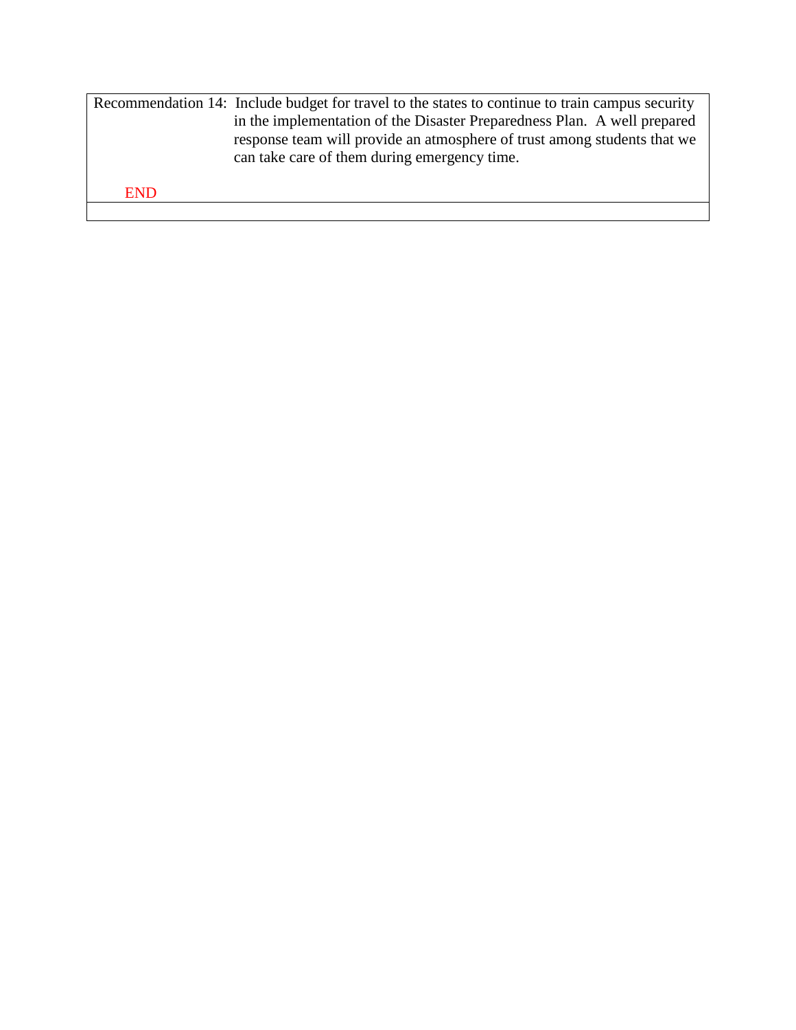| | |
|---|---|
| Recommendation 14: | Include budget for travel to the states to continue to train campus security in the implementation of the Disaster Preparedness Plan. A well prepared response team will provide an atmosphere of trust among students that we can take care of them during emergency time. |
| END | |
| | |